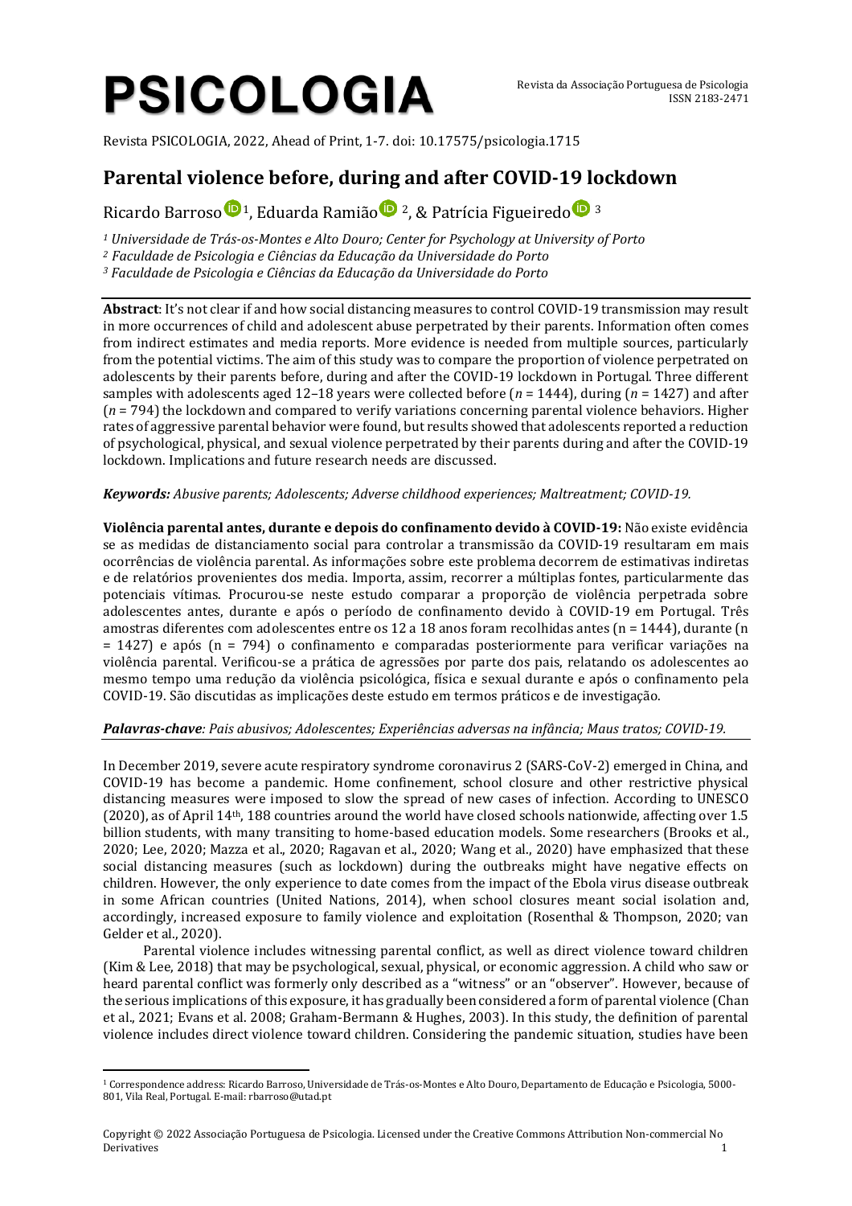# PSICOLOGIA

Revista da Associação Portuguesa de Psicologia
ISSN 2183-2471

Revista PSICOLOGIA, 2022, Ahead of Print, 1-7. doi: 10.17575/psicologia.1715

## Parental violence before, during and after COVID-19 lockdown

Ricardo Barroso [1], Eduarda Ramião [2], & Patrícia Figueiredo [3]

*[1] Universidade de Trás-os-Montes e Alto Douro; Center for Psychology at University of Porto*
*[2] Faculdade de Psicologia e Ciências da Educação da Universidade do Porto*
*[3] Faculdade de Psicologia e Ciências da Educação da Universidade do Porto*

**Abstract**: It's not clear if and how social distancing measures to control COVID-19 transmission may result in more occurrences of child and adolescent abuse perpetrated by their parents. Information often comes from indirect estimates and media reports. More evidence is needed from multiple sources, particularly from the potential victims. The aim of this study was to compare the proportion of violence perpetrated on adolescents by their parents before, during and after the COVID-19 lockdown in Portugal. Three different samples with adolescents aged 12–18 years were collected before (*n* = 1444), during (*n* = 1427) and after (*n* = 794) the lockdown and compared to verify variations concerning parental violence behaviors. Higher rates of aggressive parental behavior were found, but results showed that adolescents reported a reduction of psychological, physical, and sexual violence perpetrated by their parents during and after the COVID-19 lockdown. Implications and future research needs are discussed.

***Keywords:*** *Abusive parents; Adolescents; Adverse childhood experiences; Maltreatment; COVID-19.*

**Violência parental antes, durante e depois do confinamento devido à COVID-19:** Não existe evidência se as medidas de distanciamento social para controlar a transmissão da COVID-19 resultaram em mais ocorrências de violência parental. As informações sobre este problema decorrem de estimativas indiretas e de relatórios provenientes dos media. Importa, assim, recorrer a múltiplas fontes, particularmente das potenciais vítimas. Procurou-se neste estudo comparar a proporção de violência perpetrada sobre adolescentes antes, durante e após o período de confinamento devido à COVID-19 em Portugal. Três amostras diferentes com adolescentes entre os 12 a 18 anos foram recolhidas antes (n = 1444), durante (n = 1427) e após (n = 794) o confinamento e comparadas posteriormente para verificar variações na violência parental. Verificou-se a prática de agressões por parte dos pais, relatando os adolescentes ao mesmo tempo uma redução da violência psicológica, física e sexual durante e após o confinamento pela COVID-19. São discutidas as implicações deste estudo em termos práticos e de investigação.

***Palavras-chave****: Pais abusivos; Adolescentes; Experiências adversas na infância; Maus tratos; COVID-19.*

In December 2019, severe acute respiratory syndrome coronavirus 2 (SARS-CoV-2) emerged in China, and COVID-19 has become a pandemic. Home confinement, school closure and other restrictive physical distancing measures were imposed to slow the spread of new cases of infection. According to UNESCO (2020), as of April 14th, 188 countries around the world have closed schools nationwide, affecting over 1.5 billion students, with many transiting to home-based education models. Some researchers (Brooks et al., 2020; Lee, 2020; Mazza et al., 2020; Ragavan et al., 2020; Wang et al., 2020) have emphasized that these social distancing measures (such as lockdown) during the outbreaks might have negative effects on children. However, the only experience to date comes from the impact of the Ebola virus disease outbreak in some African countries (United Nations, 2014), when school closures meant social isolation and, accordingly, increased exposure to family violence and exploitation (Rosenthal & Thompson, 2020; van Gelder et al., 2020).

Parental violence includes witnessing parental conflict, as well as direct violence toward children (Kim & Lee, 2018) that may be psychological, sexual, physical, or economic aggression. A child who saw or heard parental conflict was formerly only described as a "witness" or an "observer". However, because of the serious implications of this exposure, it has gradually been considered a form of parental violence (Chan et al., 2021; Evans et al. 2008; Graham-Bermann & Hughes, 2003). In this study, the definition of parental violence includes direct violence toward children. Considering the pandemic situation, studies have been

[1] Correspondence address: Ricardo Barroso, Universidade de Trás-os-Montes e Alto Douro, Departamento de Educação e Psicologia, 5000-801, Vila Real, Portugal. E-mail: rbarroso@utad.pt

Copyright © 2022 Associação Portuguesa de Psicologia. Licensed under the Creative Commons Attribution Non-commercial No Derivatives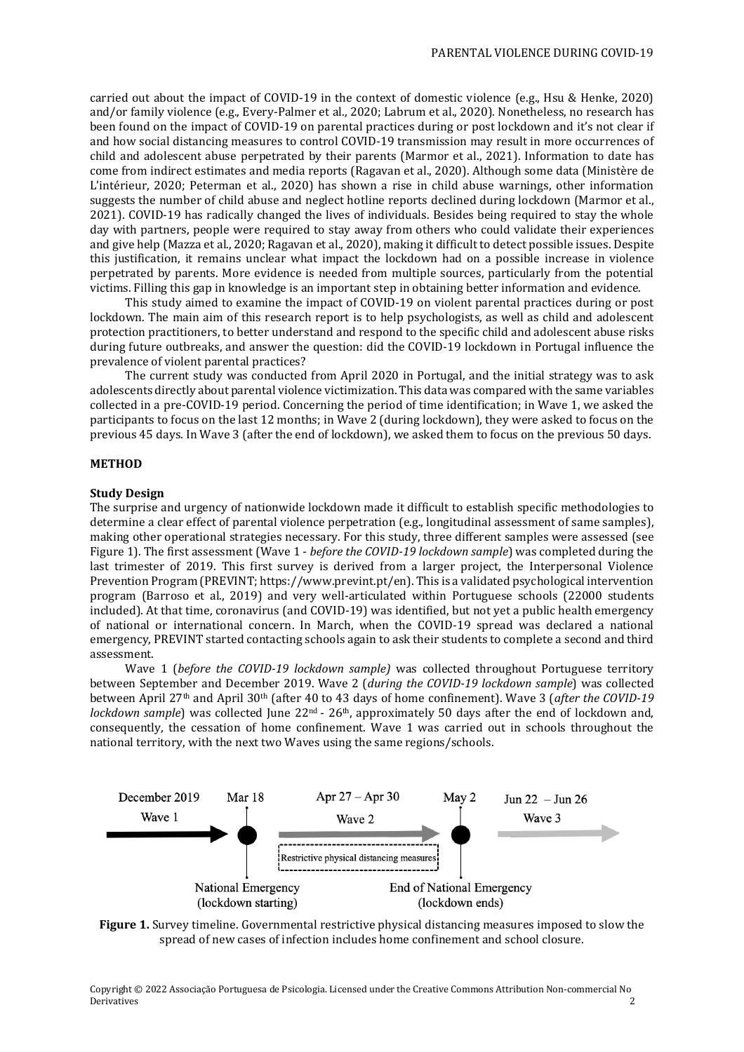carried out about the impact of COVID-19 in the context of domestic violence (e.g., Hsu & Henke, 2020) and/or family violence (e.g., Every-Palmer et al., 2020; Labrum et al., 2020). Nonetheless, no research has been found on the impact of COVID-19 on parental practices during or post lockdown and it's not clear if and how social distancing measures to control COVID-19 transmission may result in more occurrences of child and adolescent abuse perpetrated by their parents (Marmor et al., 2021). Information to date has come from indirect estimates and media reports (Ragavan et al., 2020). Although some data (Ministère de L'intérieur, 2020; Peterman et al., 2020) has shown a rise in child abuse warnings, other information suggests the number of child abuse and neglect hotline reports declined during lockdown (Marmor et al., 2021). COVID-19 has radically changed the lives of individuals. Besides being required to stay the whole day with partners, people were required to stay away from others who could validate their experiences and give help (Mazza et al., 2020; Ragavan et al., 2020), making it difficult to detect possible issues. Despite this justification, it remains unclear what impact the lockdown had on a possible increase in violence perpetrated by parents. More evidence is needed from multiple sources, particularly from the potential victims. Filling this gap in knowledge is an important step in obtaining better information and evidence.

This study aimed to examine the impact of COVID-19 on violent parental practices during or post lockdown. The main aim of this research report is to help psychologists, as well as child and adolescent protection practitioners, to better understand and respond to the specific child and adolescent abuse risks during future outbreaks, and answer the question: did the COVID-19 lockdown in Portugal influence the prevalence of violent parental practices?

The current study was conducted from April 2020 in Portugal, and the initial strategy was to ask adolescents directly about parental violence victimization. This data was compared with the same variables collected in a pre-COVID-19 period. Concerning the period of time identification; in Wave 1, we asked the participants to focus on the last 12 months; in Wave 2 (during lockdown), they were asked to focus on the previous 45 days. In Wave 3 (after the end of lockdown), we asked them to focus on the previous 50 days.

## METHOD

### Study Design

The surprise and urgency of nationwide lockdown made it difficult to establish specific methodologies to determine a clear effect of parental violence perpetration (e.g., longitudinal assessment of same samples), making other operational strategies necessary. For this study, three different samples were assessed (see Figure 1). The first assessment (Wave 1 - *before the COVID-19 lockdown sample*) was completed during the last trimester of 2019. This first survey is derived from a larger project, the Interpersonal Violence Prevention Program (PREVINT; https://www.prevint.pt/en). This is a validated psychological intervention program (Barroso et al., 2019) and very well-articulated within Portuguese schools (22000 students included). At that time, coronavirus (and COVID-19) was identified, but not yet a public health emergency of national or international concern. In March, when the COVID-19 spread was declared a national emergency, PREVINT started contacting schools again to ask their students to complete a second and third assessment.

Wave 1 (*before the COVID-19 lockdown sample)* was collected throughout Portuguese territory between September and December 2019. Wave 2 (*during the COVID-19 lockdown sample*) was collected between April 27th and April 30th (after 40 to 43 days of home confinement). Wave 3 (*after the COVID-19 lockdown sample*) was collected June 22nd - 26th, approximately 50 days after the end of lockdown and, consequently, the cessation of home confinement. Wave 1 was carried out in schools throughout the national territory, with the next two Waves using the same regions/schools.

December 2019 — Wave 1 | Mar 18 — National Emergency (lockdown starting) | Apr 27 – Apr 30 — Wave 2 — Restrictive physical distancing measures | May 2 — End of National Emergency (lockdown ends) | Jun 22 – Jun 26 — Wave 3

**Figure 1.** Survey timeline. Governmental restrictive physical distancing measures imposed to slow the spread of new cases of infection includes home confinement and school closure.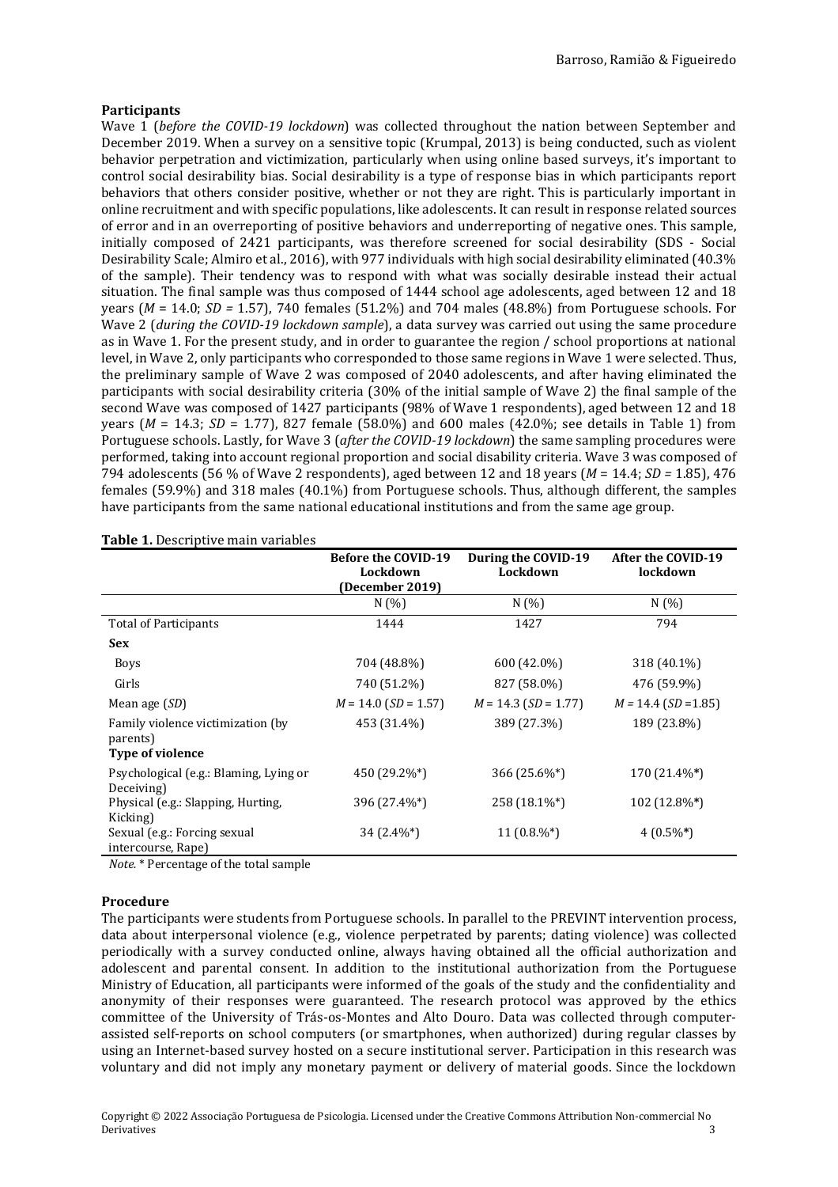### Participants

Wave 1 (*before the COVID-19 lockdown*) was collected throughout the nation between September and December 2019. When a survey on a sensitive topic (Krumpal, 2013) is being conducted, such as violent behavior perpetration and victimization, particularly when using online based surveys, it's important to control social desirability bias. Social desirability is a type of response bias in which participants report behaviors that others consider positive, whether or not they are right. This is particularly important in online recruitment and with specific populations, like adolescents. It can result in response related sources of error and in an overreporting of positive behaviors and underreporting of negative ones. This sample, initially composed of 2421 participants, was therefore screened for social desirability (SDS - Social Desirability Scale; Almiro et al., 2016), with 977 individuals with high social desirability eliminated (40.3% of the sample). Their tendency was to respond with what was socially desirable instead their actual situation. The final sample was thus composed of 1444 school age adolescents, aged between 12 and 18 years (*M* = 14.0; *SD* = 1.57), 740 females (51.2%) and 704 males (48.8%) from Portuguese schools. For Wave 2 (*during the COVID-19 lockdown sample*), a data survey was carried out using the same procedure as in Wave 1. For the present study, and in order to guarantee the region / school proportions at national level, in Wave 2, only participants who corresponded to those same regions in Wave 1 were selected. Thus, the preliminary sample of Wave 2 was composed of 2040 adolescents, and after having eliminated the participants with social desirability criteria (30% of the initial sample of Wave 2) the final sample of the second Wave was composed of 1427 participants (98% of Wave 1 respondents), aged between 12 and 18 years (*M* = 14.3; *SD* = 1.77), 827 female (58.0%) and 600 males (42.0%; see details in Table 1) from Portuguese schools. Lastly, for Wave 3 (*after the COVID-19 lockdown*) the same sampling procedures were performed, taking into account regional proportion and social disability criteria. Wave 3 was composed of 794 adolescents (56 % of Wave 2 respondents), aged between 12 and 18 years (*M* = 14.4; *SD* = 1.85), 476 females (59.9%) and 318 males (40.1%) from Portuguese schools. Thus, although different, the samples have participants from the same national educational institutions and from the same age group.

**Table 1.** Descriptive main variables

| | **Before the COVID-19 Lockdown (December 2019)** | **During the COVID-19 Lockdown** | **After the COVID-19 lockdown** |
|---|---|---|---|
| | N (%) | N (%) | N (%) |
| Total of Participants | 1444 | 1427 | 794 |
| **Sex** | | | |
| Boys | 704 (48.8%) | 600 (42.0%) | 318 (40.1%) |
| Girls | 740 (51.2%) | 827 (58.0%) | 476 (59.9%) |
| Mean age (*SD*) | *M* = 14.0 (*SD* = 1.57) | *M* = 14.3 (*SD* = 1.77) | *M* = 14.4 (*SD* =1.85) |
| Family violence victimization (by parents) | 453 (31.4%) | 389 (27.3%) | 189 (23.8%) |
| **Type of violence** | | | |
| Psychological (e.g.: Blaming, Lying or Deceiving) | 450 (29.2%*) | 366 (25.6%*) | 170 (21.4%*) |
| Physical (e.g.: Slapping, Hurting, Kicking) | 396 (27.4%*) | 258 (18.1%*) | 102 (12.8%*) |
| Sexual (e.g.: Forcing sexual intercourse, Rape) | 34 (2.4%*) | 11 (0.8.%*) | 4 (0.5%*) |

*Note*. * Percentage of the total sample

### Procedure

The participants were students from Portuguese schools. In parallel to the PREVINT intervention process, data about interpersonal violence (e.g., violence perpetrated by parents; dating violence) was collected periodically with a survey conducted online, always having obtained all the official authorization and adolescent and parental consent. In addition to the institutional authorization from the Portuguese Ministry of Education, all participants were informed of the goals of the study and the confidentiality and anonymity of their responses were guaranteed. The research protocol was approved by the ethics committee of the University of Trás-os-Montes and Alto Douro. Data was collected through computer-assisted self-reports on school computers (or smartphones, when authorized) during regular classes by using an Internet-based survey hosted on a secure institutional server. Participation in this research was voluntary and did not imply any monetary payment or delivery of material goods. Since the lockdown

Copyright © 2022 Associação Portuguesa de Psicologia. Licensed under the Creative Commons Attribution Non-commercial No Derivatives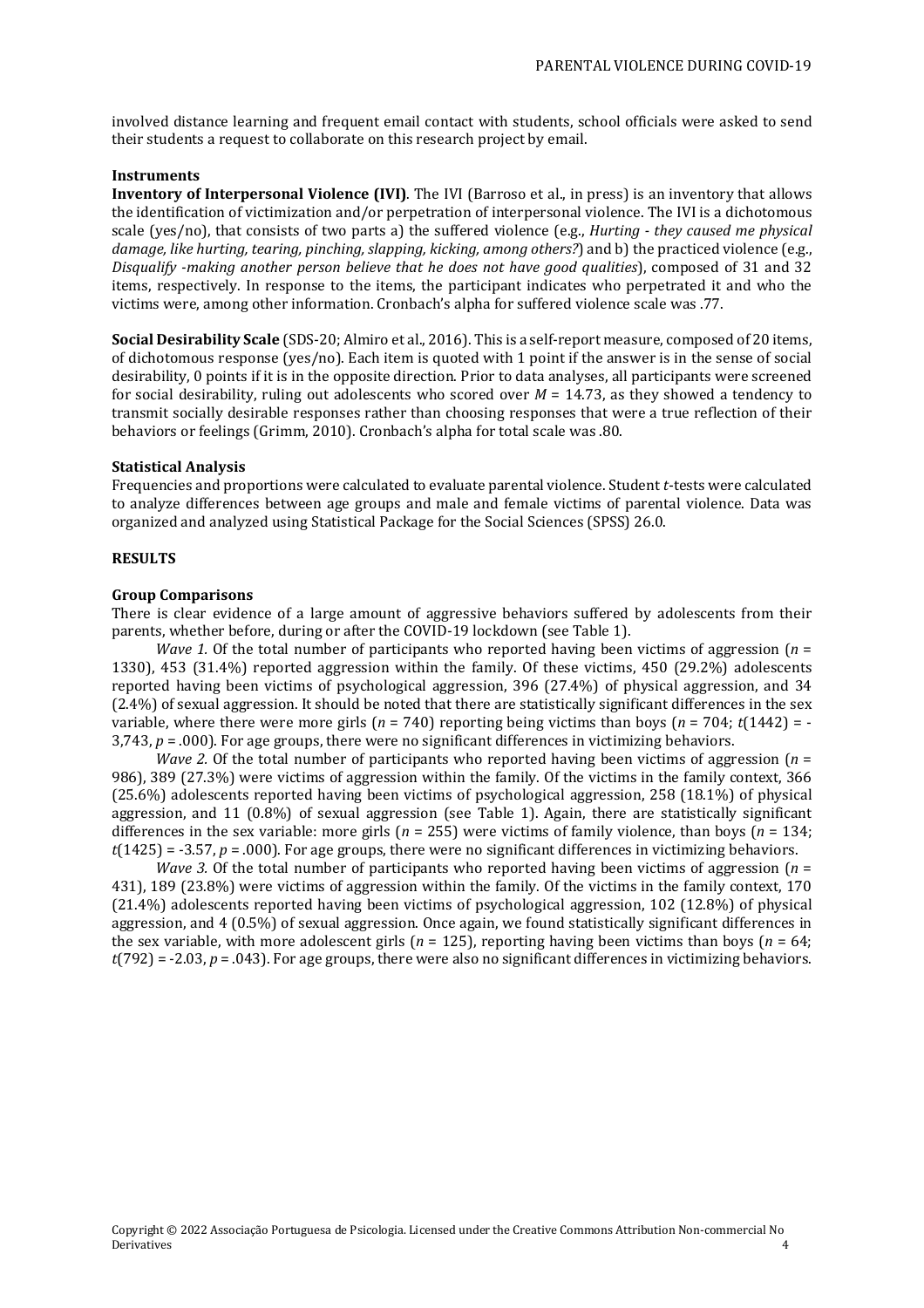involved distance learning and frequent email contact with students, school officials were asked to send their students a request to collaborate on this research project by email.

### Instruments

**Inventory of Interpersonal Violence (IVI)**. The IVI (Barroso et al., in press) is an inventory that allows the identification of victimization and/or perpetration of interpersonal violence. The IVI is a dichotomous scale (yes/no), that consists of two parts a) the suffered violence (e.g., *Hurting - they caused me physical damage, like hurting, tearing, pinching, slapping, kicking, among others?*) and b) the practiced violence (e.g., *Disqualify -making another person believe that he does not have good qualities*), composed of 31 and 32 items, respectively. In response to the items, the participant indicates who perpetrated it and who the victims were, among other information. Cronbach's alpha for suffered violence scale was .77.

**Social Desirability Scale** (SDS-20; Almiro et al., 2016). This is a self-report measure, composed of 20 items, of dichotomous response (yes/no). Each item is quoted with 1 point if the answer is in the sense of social desirability, 0 points if it is in the opposite direction. Prior to data analyses, all participants were screened for social desirability, ruling out adolescents who scored over $M$ = 14.73, as they showed a tendency to transmit socially desirable responses rather than choosing responses that were a true reflection of their behaviors or feelings (Grimm, 2010). Cronbach's alpha for total scale was .80.

### Statistical Analysis

Frequencies and proportions were calculated to evaluate parental violence. Student *t*-tests were calculated to analyze differences between age groups and male and female victims of parental violence. Data was organized and analyzed using Statistical Package for the Social Sciences (SPSS) 26.0.

## RESULTS

### Group Comparisons

There is clear evidence of a large amount of aggressive behaviors suffered by adolescents from their parents, whether before, during or after the COVID-19 lockdown (see Table 1).

*Wave 1.* Of the total number of participants who reported having been victims of aggression ($n$ = 1330), 453 (31.4%) reported aggression within the family. Of these victims, 450 (29.2%) adolescents reported having been victims of psychological aggression, 396 (27.4%) of physical aggression, and 34 (2.4%) of sexual aggression. It should be noted that there are statistically significant differences in the sex variable, where there were more girls ($n$ = 740) reporting being victims than boys ($n$ = 704; $t(1442)$ = -3,743, $p$ = .000). For age groups, there were no significant differences in victimizing behaviors.

*Wave 2.* Of the total number of participants who reported having been victims of aggression ($n$ = 986), 389 (27.3%) were victims of aggression within the family. Of the victims in the family context, 366 (25.6%) adolescents reported having been victims of psychological aggression, 258 (18.1%) of physical aggression, and 11 (0.8%) of sexual aggression (see Table 1). Again, there are statistically significant differences in the sex variable: more girls ($n$ = 255) were victims of family violence, than boys ($n$ = 134; $t(1425)$ = -3.57, $p$ = .000). For age groups, there were no significant differences in victimizing behaviors.

*Wave 3.* Of the total number of participants who reported having been victims of aggression ($n$ = 431), 189 (23.8%) were victims of aggression within the family. Of the victims in the family context, 170 (21.4%) adolescents reported having been victims of psychological aggression, 102 (12.8%) of physical aggression, and 4 (0.5%) of sexual aggression. Once again, we found statistically significant differences in the sex variable, with more adolescent girls ($n$ = 125), reporting having been victims than boys ($n$ = 64; $t(792)$ = -2.03, $p$ = .043). For age groups, there were also no significant differences in victimizing behaviors.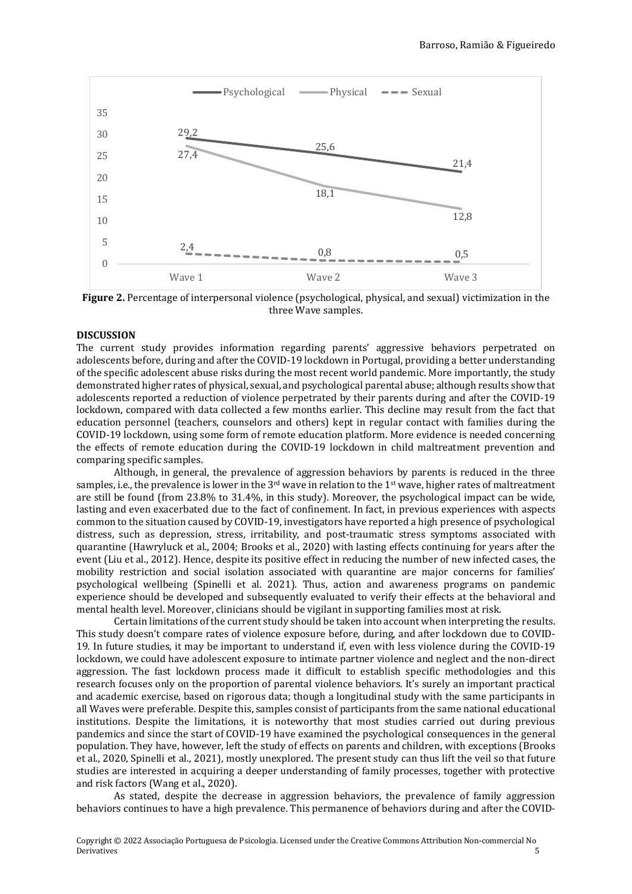**Figure 2.** Percentage of interpersonal violence (psychological, physical, and sexual) victimization in the three Wave samples.

**DISCUSSION**

The current study provides information regarding parents' aggressive behaviors perpetrated on adolescents before, during and after the COVID-19 lockdown in Portugal, providing a better understanding of the specific adolescent abuse risks during the most recent world pandemic. More importantly, the study demonstrated higher rates of physical, sexual, and psychological parental abuse; although results show that adolescents reported a reduction of violence perpetrated by their parents during and after the COVID-19 lockdown, compared with data collected a few months earlier. This decline may result from the fact that education personnel (teachers, counselors and others) kept in regular contact with families during the COVID-19 lockdown, using some form of remote education platform. More evidence is needed concerning the effects of remote education during the COVID-19 lockdown in child maltreatment prevention and comparing specific samples.

Although, in general, the prevalence of aggression behaviors by parents is reduced in the three samples, i.e., the prevalence is lower in the 3rd wave in relation to the 1st wave, higher rates of maltreatment are still be found (from 23.8% to 31.4%, in this study). Moreover, the psychological impact can be wide, lasting and even exacerbated due to the fact of confinement. In fact, in previous experiences with aspects common to the situation caused by COVID-19, investigators have reported a high presence of psychological distress, such as depression, stress, irritability, and post-traumatic stress symptoms associated with quarantine (Hawryluck et al., 2004; Brooks et al., 2020) with lasting effects continuing for years after the event (Liu et al., 2012). Hence, despite its positive effect in reducing the number of new infected cases, the mobility restriction and social isolation associated with quarantine are major concerns for families' psychological wellbeing (Spinelli et al. 2021). Thus, action and awareness programs on pandemic experience should be developed and subsequently evaluated to verify their effects at the behavioral and mental health level. Moreover, clinicians should be vigilant in supporting families most at risk.

Certain limitations of the current study should be taken into account when interpreting the results. This study doesn't compare rates of violence exposure before, during, and after lockdown due to COVID-19. In future studies, it may be important to understand if, even with less violence during the COVID-19 lockdown, we could have adolescent exposure to intimate partner violence and neglect and the non-direct aggression. The fast lockdown process made it difficult to establish specific methodologies and this research focuses only on the proportion of parental violence behaviors. It's surely an important practical and academic exercise, based on rigorous data; though a longitudinal study with the same participants in all Waves were preferable. Despite this, samples consist of participants from the same national educational institutions. Despite the limitations, it is noteworthy that most studies carried out during previous pandemics and since the start of COVID-19 have examined the psychological consequences in the general population. They have, however, left the study of effects on parents and children, with exceptions (Brooks et al., 2020, Spinelli et al., 2021), mostly unexplored. The present study can thus lift the veil so that future studies are interested in acquiring a deeper understanding of family processes, together with protective and risk factors (Wang et al., 2020).

As stated, despite the decrease in aggression behaviors, the prevalence of family aggression behaviors continues to have a high prevalence. This permanence of behaviors during and after the COVID-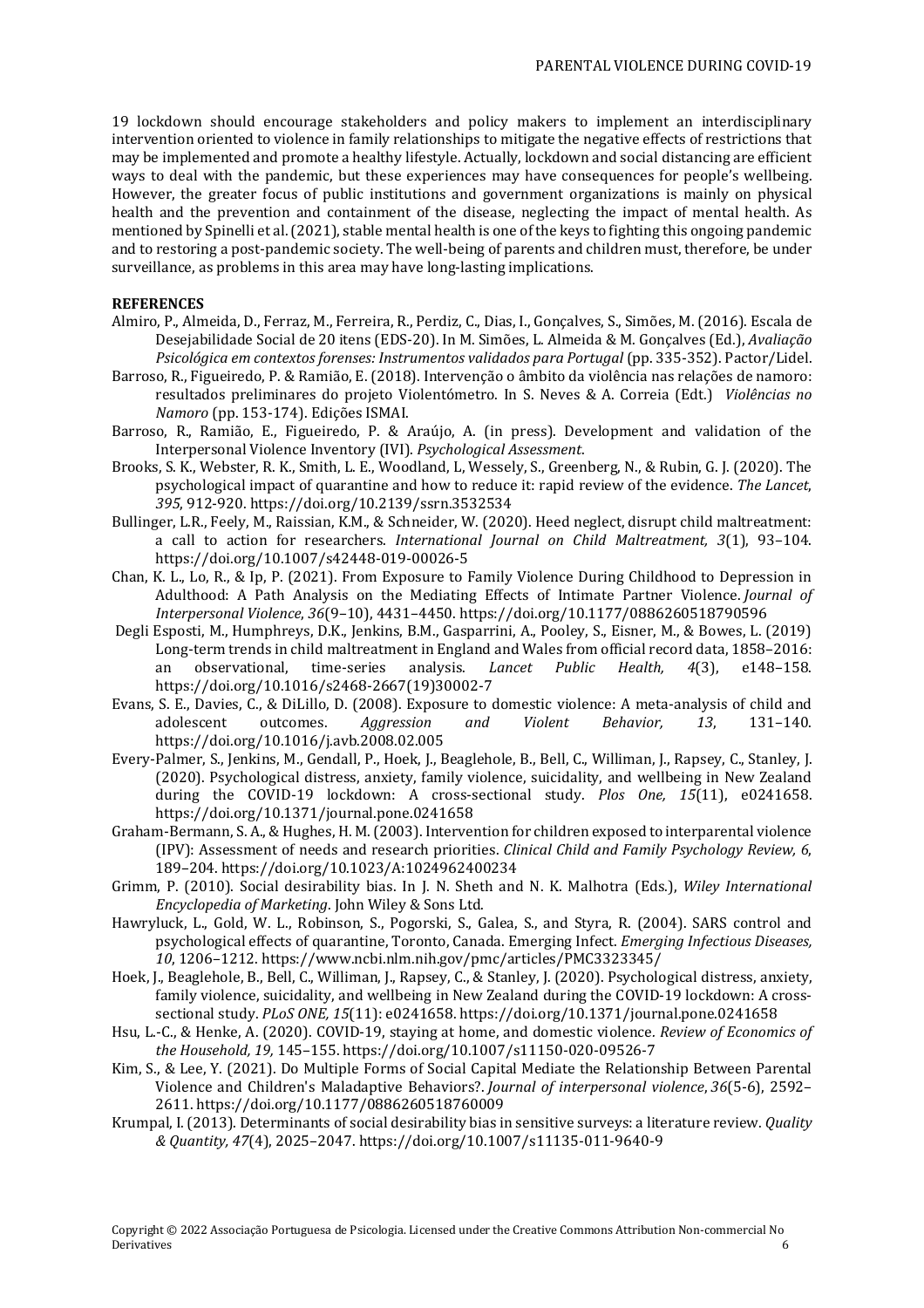19 lockdown should encourage stakeholders and policy makers to implement an interdisciplinary intervention oriented to violence in family relationships to mitigate the negative effects of restrictions that may be implemented and promote a healthy lifestyle. Actually, lockdown and social distancing are efficient ways to deal with the pandemic, but these experiences may have consequences for people's wellbeing. However, the greater focus of public institutions and government organizations is mainly on physical health and the prevention and containment of the disease, neglecting the impact of mental health. As mentioned by Spinelli et al. (2021), stable mental health is one of the keys to fighting this ongoing pandemic and to restoring a post-pandemic society. The well-being of parents and children must, therefore, be under surveillance, as problems in this area may have long-lasting implications.

**REFERENCES**

Almiro, P., Almeida, D., Ferraz, M., Ferreira, R., Perdiz, C., Dias, I., Gonçalves, S., Simões, M. (2016). Escala de Desejabilidade Social de 20 itens (EDS-20). In M. Simões, L. Almeida & M. Gonçalves (Ed.), *Avaliação Psicológica em contextos forenses: Instrumentos validados para Portugal* (pp. 335-352). Pactor/Lidel.

Barroso, R., Figueiredo, P. & Ramião, E. (2018). Intervenção o âmbito da violência nas relações de namoro: resultados preliminares do projeto Violentómetro. In S. Neves & A. Correia (Edt.) *Violências no Namoro* (pp. 153-174). Edições ISMAI.

Barroso, R., Ramião, E., Figueiredo, P. & Araújo, A. (in press). Development and validation of the Interpersonal Violence Inventory (IVI). *Psychological Assessment*.

Brooks, S. K., Webster, R. K., Smith, L. E., Woodland, L, Wessely, S., Greenberg, N., & Rubin, G. J. (2020). The psychological impact of quarantine and how to reduce it: rapid review of the evidence. *The Lancet*, *395*, 912-920. https://doi.org/10.2139/ssrn.3532534

Bullinger, L.R., Feely, M., Raissian, K.M., & Schneider, W. (2020). Heed neglect, disrupt child maltreatment: a call to action for researchers. *International Journal on Child Maltreatment, 3*(1), 93–104. https://doi.org/10.1007/s42448-019-00026-5

Chan, K. L., Lo, R., & Ip, P. (2021). From Exposure to Family Violence During Childhood to Depression in Adulthood: A Path Analysis on the Mediating Effects of Intimate Partner Violence. *Journal of Interpersonal Violence*, *36*(9–10), 4431–4450. https://doi.org/10.1177/0886260518790596

Degli Esposti, M., Humphreys, D.K., Jenkins, B.M., Gasparrini, A., Pooley, S., Eisner, M., & Bowes, L. (2019) Long-term trends in child maltreatment in England and Wales from official record data, 1858–2016: an observational, time-series analysis. *Lancet Public Health, 4*(3), e148–158. https://doi.org/10.1016/s2468-2667(19)30002-7

Evans, S. E., Davies, C., & DiLillo, D. (2008). Exposure to domestic violence: A meta-analysis of child and adolescent outcomes. *Aggression and Violent Behavior, 13*, 131–140. https://doi.org/10.1016/j.avb.2008.02.005

Every-Palmer, S., Jenkins, M., Gendall, P., Hoek, J., Beaglehole, B., Bell, C., Williman, J., Rapsey, C., Stanley, J. (2020). Psychological distress, anxiety, family violence, suicidality, and wellbeing in New Zealand during the COVID-19 lockdown: A cross-sectional study. *Plos One, 15*(11), e0241658. https://doi.org/10.1371/journal.pone.0241658

Graham-Bermann, S. A., & Hughes, H. M. (2003). Intervention for children exposed to interparental violence (IPV): Assessment of needs and research priorities. *Clinical Child and Family Psychology Review, 6*, 189–204. https://doi.org/10.1023/A:1024962400234

Grimm, P. (2010). Social desirability bias. In J. N. Sheth and N. K. Malhotra (Eds.), *Wiley International Encyclopedia of Marketing*. John Wiley & Sons Ltd.

Hawryluck, L., Gold, W. L., Robinson, S., Pogorski, S., Galea, S., and Styra, R. (2004). SARS control and psychological effects of quarantine, Toronto, Canada. Emerging Infect. *Emerging Infectious Diseases, 10*, 1206–1212. https://www.ncbi.nlm.nih.gov/pmc/articles/PMC3323345/

Hoek, J., Beaglehole, B., Bell, C., Williman, J., Rapsey, C., & Stanley, J. (2020). Psychological distress, anxiety, family violence, suicidality, and wellbeing in New Zealand during the COVID-19 lockdown: A cross-sectional study. *PLoS ONE, 15*(11): e0241658. https://doi.org/10.1371/journal.pone.0241658

Hsu, L.-C., & Henke, A. (2020). COVID-19, staying at home, and domestic violence. *Review of Economics of the Household, 19,* 145–155. https://doi.org/10.1007/s11150-020-09526-7

Kim, S., & Lee, Y. (2021). Do Multiple Forms of Social Capital Mediate the Relationship Between Parental Violence and Children's Maladaptive Behaviors?. *Journal of interpersonal violence*, *36*(5-6), 2592–2611. https://doi.org/10.1177/0886260518760009

Krumpal, I. (2013). Determinants of social desirability bias in sensitive surveys: a literature review. *Quality & Quantity, 47*(4), 2025–2047. https://doi.org/10.1007/s11135-011-9640-9

Copyright © 2022 Associação Portuguesa de Psicologia. Licensed under the Creative Commons Attribution Non-commercial No Derivatives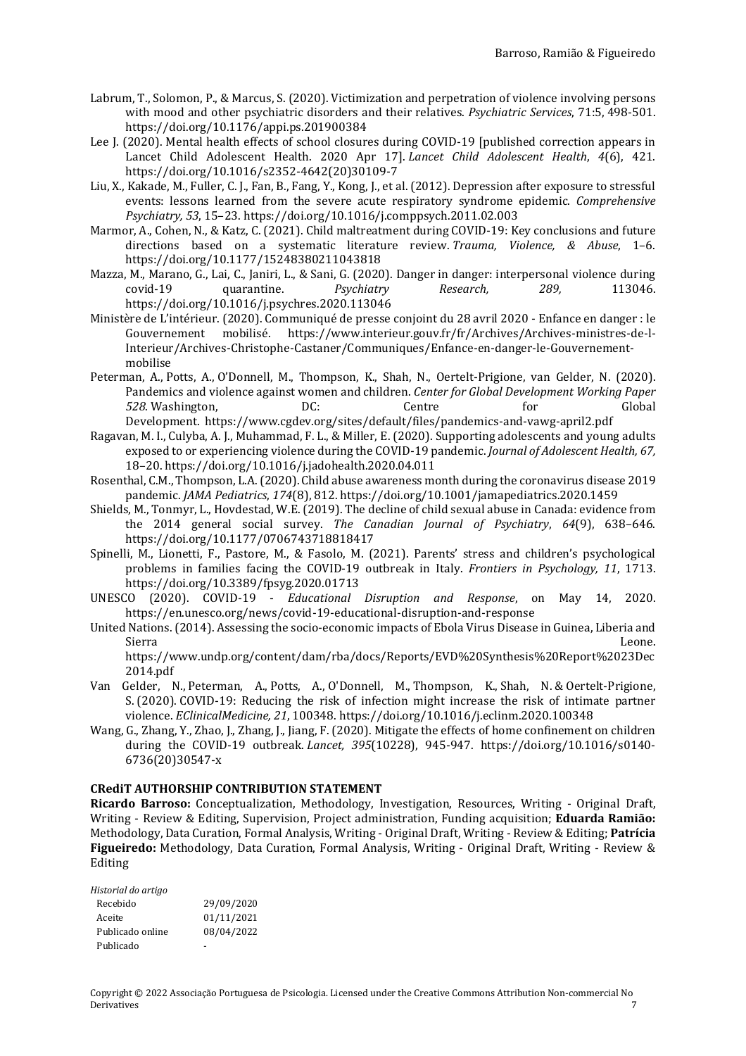Labrum, T., Solomon, P., & Marcus, S. (2020). Victimization and perpetration of violence involving persons with mood and other psychiatric disorders and their relatives. *Psychiatric Services*, 71:5, 498-501. https://doi.org/10.1176/appi.ps.201900384

Lee J. (2020). Mental health effects of school closures during COVID-19 [published correction appears in Lancet Child Adolescent Health. 2020 Apr 17]. *Lancet Child Adolescent Health*, *4*(6), 421. https://doi.org/10.1016/s2352-4642(20)30109-7

Liu, X., Kakade, M., Fuller, C. J., Fan, B., Fang, Y., Kong, J., et al. (2012). Depression after exposure to stressful events: lessons learned from the severe acute respiratory syndrome epidemic. *Comprehensive Psychiatry, 53*, 15–23. https://doi.org/10.1016/j.comppsych.2011.02.003

Marmor, A., Cohen, N., & Katz, C. (2021). Child maltreatment during COVID-19: Key conclusions and future directions based on a systematic literature review. *Trauma, Violence, & Abuse*, 1–6. https://doi.org/10.1177/15248380211043818

Mazza, M., Marano, G., Lai, C., Janiri, L., & Sani, G. (2020). Danger in danger: interpersonal violence during covid-19 quarantine. *Psychiatry Research, 289,* 113046. https://doi.org/10.1016/j.psychres.2020.113046

Ministère de L'intérieur. (2020). Communiqué de presse conjoint du 28 avril 2020 - Enfance en danger : le Gouvernement mobilisé. https://www.interieur.gouv.fr/fr/Archives/Archives-ministres-de-l-Interieur/Archives-Christophe-Castaner/Communiques/Enfance-en-danger-le-Gouvernement-mobilise

Peterman, A., Potts, A., O'Donnell, M., Thompson, K., Shah, N., Oertelt-Prigione, van Gelder, N. (2020). Pandemics and violence against women and children. *Center for Global Development Working Paper 528*. Washington, DC: Centre for Global Development. https://www.cgdev.org/sites/default/files/pandemics-and-vawg-april2.pdf

Ragavan, M. I., Culyba, A. J., Muhammad, F. L., & Miller, E. (2020). Supporting adolescents and young adults exposed to or experiencing violence during the COVID-19 pandemic. *Journal of Adolescent Health, 67,* 18–20. https://doi.org/10.1016/j.jadohealth.2020.04.011

Rosenthal, C.M., Thompson, L.A. (2020). Child abuse awareness month during the coronavirus disease 2019 pandemic. *JAMA Pediatrics*, *174*(8), 812. https://doi.org/10.1001/jamapediatrics.2020.1459

Shields, M., Tonmyr, L., Hovdestad, W.E. (2019). The decline of child sexual abuse in Canada: evidence from the 2014 general social survey. *The Canadian Journal of Psychiatry*, *64*(9), 638–646. https://doi.org/10.1177/0706743718818417

Spinelli, M., Lionetti, F., Pastore, M., & Fasolo, M. (2021). Parents' stress and children's psychological problems in families facing the COVID-19 outbreak in Italy. *Frontiers in Psychology, 11*, 1713. https://doi.org/10.3389/fpsyg.2020.01713

UNESCO (2020). COVID-19 - *Educational Disruption and Response*, on May 14, 2020. https://en.unesco.org/news/covid-19-educational-disruption-and-response

United Nations. (2014). Assessing the socio-economic impacts of Ebola Virus Disease in Guinea, Liberia and Sierra Leone. https://www.undp.org/content/dam/rba/docs/Reports/EVD%20Synthesis%20Report%2023Dec2014.pdf

Van Gelder, N., Peterman, A., Potts, A., O'Donnell, M., Thompson, K., Shah, N. & Oertelt-Prigione, S. (2020). COVID-19: Reducing the risk of infection might increase the risk of intimate partner violence. *EClinicalMedicine, 21*, 100348. https://doi.org/10.1016/j.eclinm.2020.100348

Wang, G., Zhang, Y., Zhao, J., Zhang, J., Jiang, F. (2020). Mitigate the effects of home confinement on children during the COVID-19 outbreak. *Lancet, 395*(10228), 945-947. https://doi.org/10.1016/s0140-6736(20)30547-x

**CRediT AUTHORSHIP CONTRIBUTION STATEMENT**

**Ricardo Barroso:** Conceptualization, Methodology, Investigation, Resources, Writing - Original Draft, Writing - Review & Editing, Supervision, Project administration, Funding acquisition; **Eduarda Ramião:** Methodology, Data Curation, Formal Analysis, Writing - Original Draft, Writing - Review & Editing; **Patrícia Figueiredo:** Methodology, Data Curation, Formal Analysis, Writing - Original Draft, Writing - Review & Editing

*Historial do artigo*

| | |
|---|---|
| Recebido | 29/09/2020 |
| Aceite | 01/11/2021 |
| Publicado online | 08/04/2022 |
| Publicado | - |

Copyright © 2022 Associação Portuguesa de Psicologia. Licensed under the Creative Commons Attribution Non-commercial No Derivatives